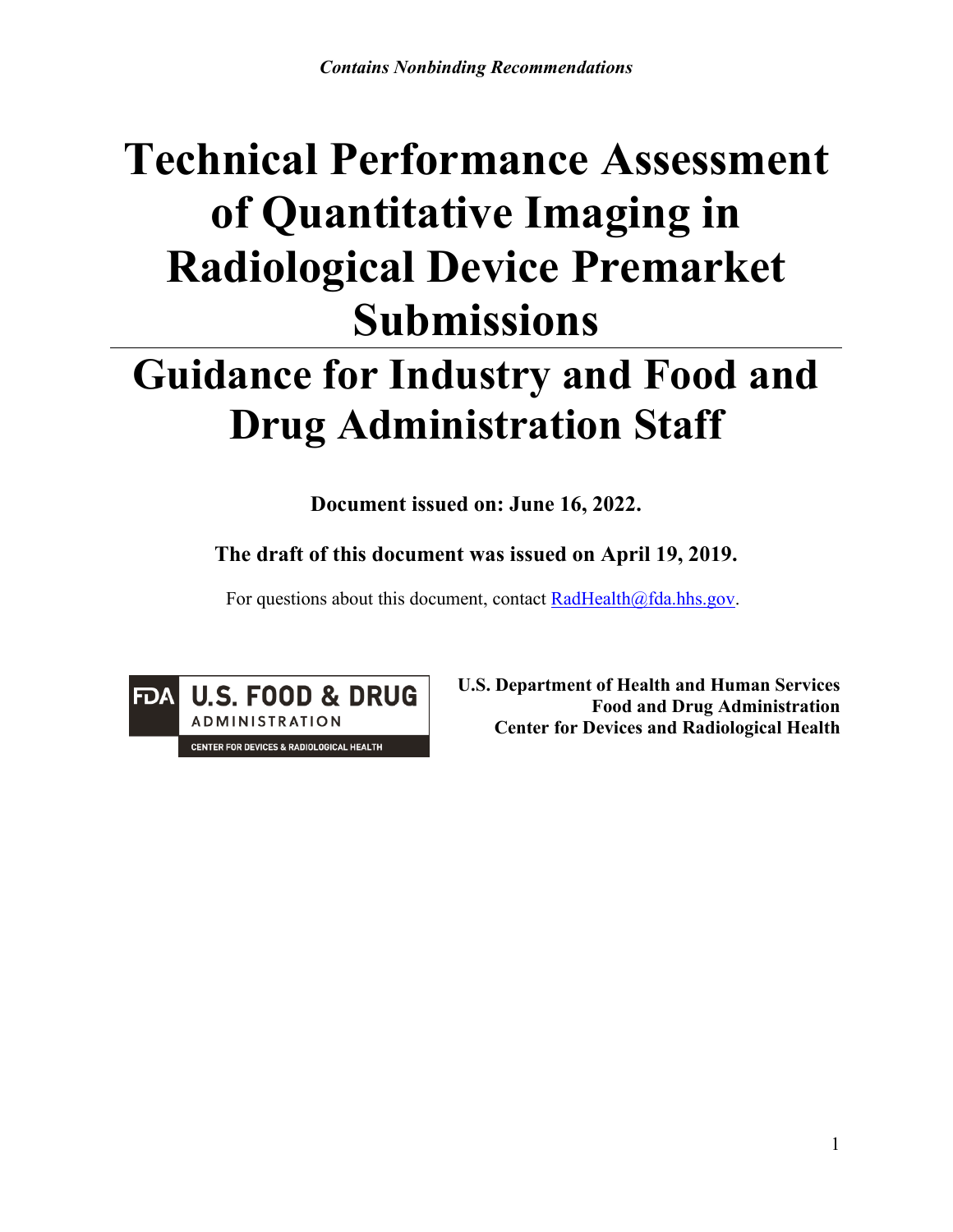*Contains Nonbinding Recommendations*

# Technical Performance Assessment of Quantitative Imaging in Radiological Device Premarket Submissions

# Guidance for Industry and Food and Drug Administration Staff

**Document issued on: June 16, 2022.**

**The draft of this document was issued on April 19, 2019.**

For questions about this document, contact RadHealth@fda.hhs.gov.

FDA U.S. FOOD & DRUG ADMINISTRATION
CENTER FOR DEVICES & RADIOLOGICAL HEALTH

**U.S. Department of Health and Human Services**
**Food and Drug Administration**
**Center for Devices and Radiological Health**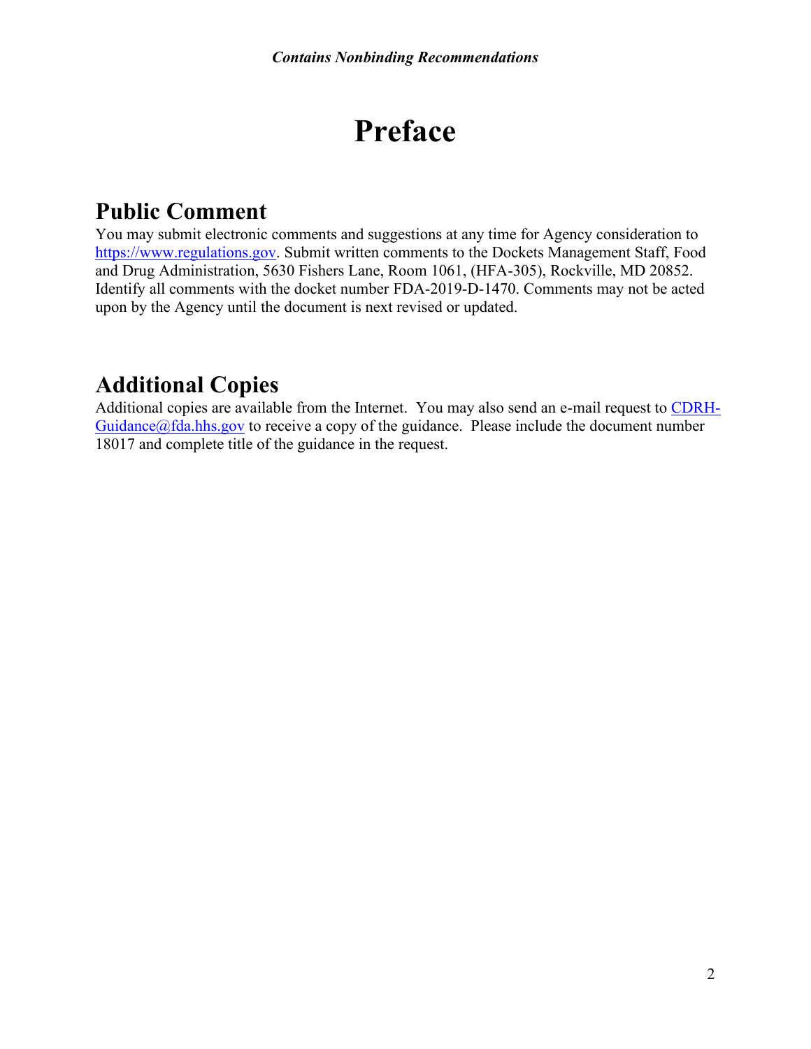# Preface

## Public Comment

You may submit electronic comments and suggestions at any time for Agency consideration to https://www.regulations.gov. Submit written comments to the Dockets Management Staff, Food and Drug Administration, 5630 Fishers Lane, Room 1061, (HFA-305), Rockville, MD 20852. Identify all comments with the docket number FDA-2019-D-1470. Comments may not be acted upon by the Agency until the document is next revised or updated.

## Additional Copies

Additional copies are available from the Internet. You may also send an e-mail request to CDRH-Guidance@fda.hhs.gov to receive a copy of the guidance. Please include the document number 18017 and complete title of the guidance in the request.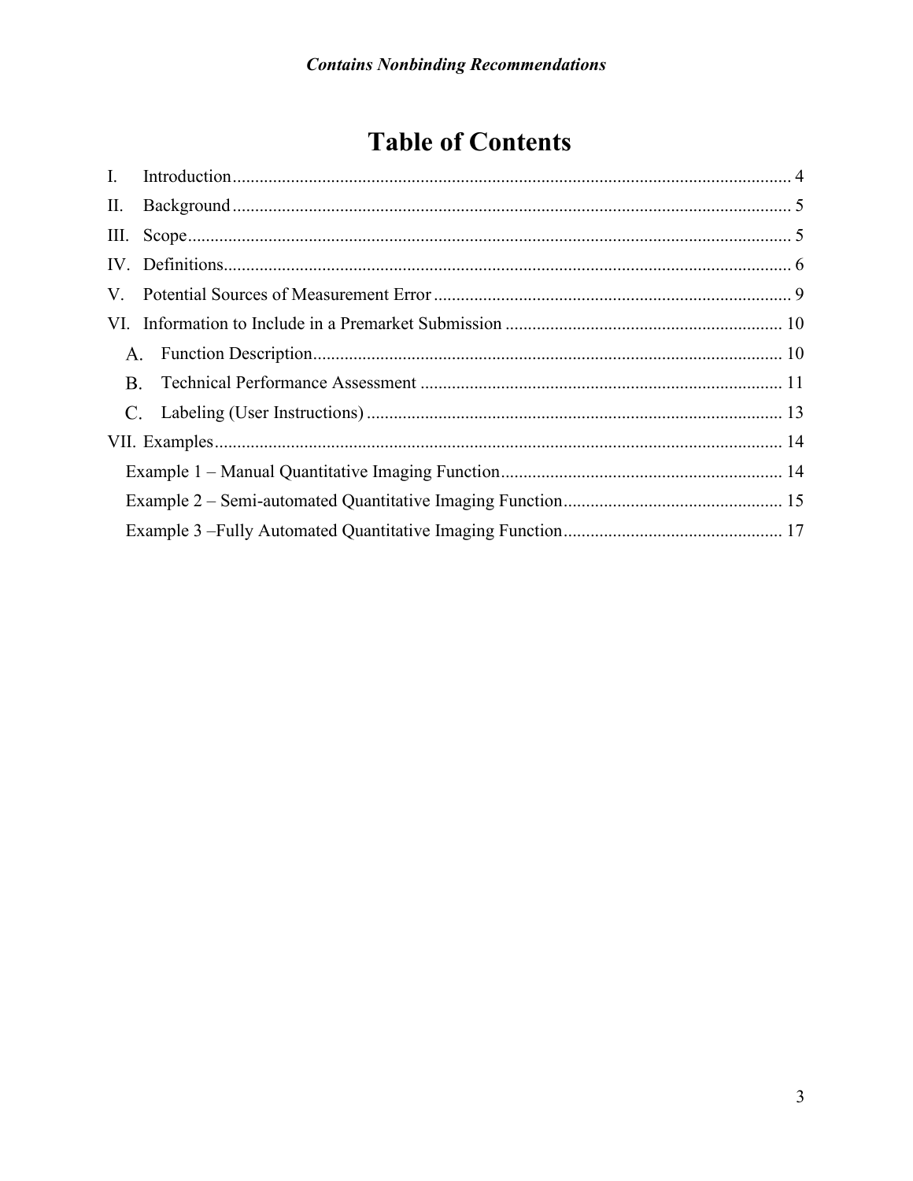# Table of Contents

I. Introduction ........................................................................................................................ 4

II. Background ....................................................................................................................... 5

III. Scope ................................................................................................................................. 5

IV. Definitions ......................................................................................................................... 6

V. Potential Sources of Measurement Error ............................................................................ 9

VI. Information to Include in a Premarket Submission ......................................................... 10

- A. Function Description ................................................................................................. 10
- B. Technical Performance Assessment ........................................................................... 11
- C. Labeling (User Instructions) ...................................................................................... 13

VII. Examples ....................................................................................................................... 14

- Example 1 – Manual Quantitative Imaging Function ...................................................... 14
- Example 2 – Semi-automated Quantitative Imaging Function ......................................... 15
- Example 3 –Fully Automated Quantitative Imaging Function ......................................... 17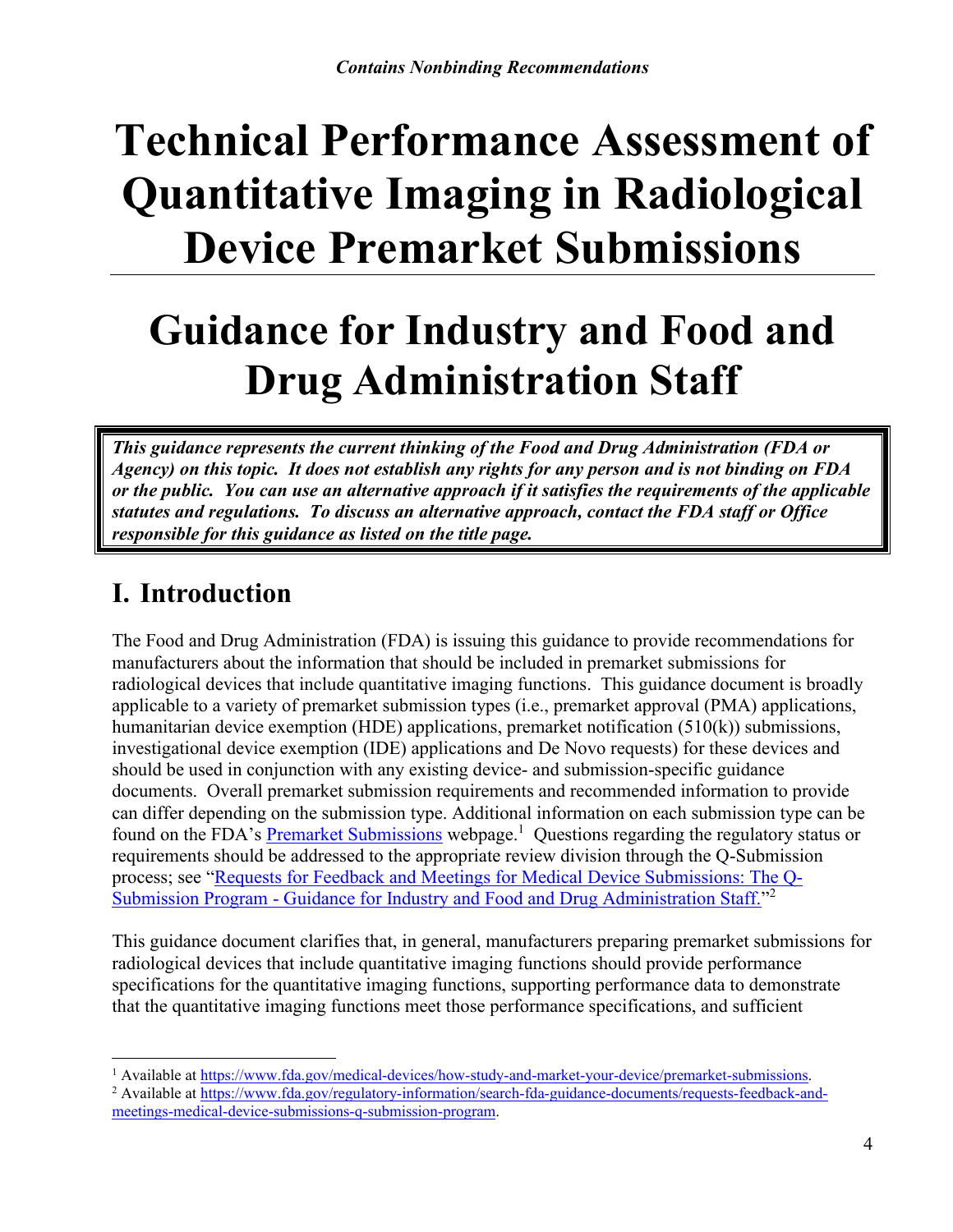*Contains Nonbinding Recommendations*

# Technical Performance Assessment of Quantitative Imaging in Radiological Device Premarket Submissions

# Guidance for Industry and Food and Drug Administration Staff

***This guidance represents the current thinking of the Food and Drug Administration (FDA or Agency) on this topic. It does not establish any rights for any person and is not binding on FDA or the public. You can use an alternative approach if it satisfies the requirements of the applicable statutes and regulations. To discuss an alternative approach, contact the FDA staff or Office responsible for this guidance as listed on the title page.***

## I. Introduction

The Food and Drug Administration (FDA) is issuing this guidance to provide recommendations for manufacturers about the information that should be included in premarket submissions for radiological devices that include quantitative imaging functions. This guidance document is broadly applicable to a variety of premarket submission types (i.e., premarket approval (PMA) applications, humanitarian device exemption (HDE) applications, premarket notification (510(k)) submissions, investigational device exemption (IDE) applications and De Novo requests) for these devices and should be used in conjunction with any existing device- and submission-specific guidance documents. Overall premarket submission requirements and recommended information to provide can differ depending on the submission type. Additional information on each submission type can be found on the FDA's [Premarket Submissions](https://www.fda.gov/medical-devices/how-study-and-market-your-device/premarket-submissions) webpage.[1] Questions regarding the regulatory status or requirements should be addressed to the appropriate review division through the Q-Submission process; see "[Requests for Feedback and Meetings for Medical Device Submissions: The Q-Submission Program - Guidance for Industry and Food and Drug Administration Staff.](https://www.fda.gov/regulatory-information/search-fda-guidance-documents/requests-feedback-and-meetings-medical-device-submissions-q-submission-program)"[2]

This guidance document clarifies that, in general, manufacturers preparing premarket submissions for radiological devices that include quantitative imaging functions should provide performance specifications for the quantitative imaging functions, supporting performance data to demonstrate that the quantitative imaging functions meet those performance specifications, and sufficient

---

[1] Available at https://www.fda.gov/medical-devices/how-study-and-market-your-device/premarket-submissions.

[2] Available at https://www.fda.gov/regulatory-information/search-fda-guidance-documents/requests-feedback-and-meetings-medical-device-submissions-q-submission-program.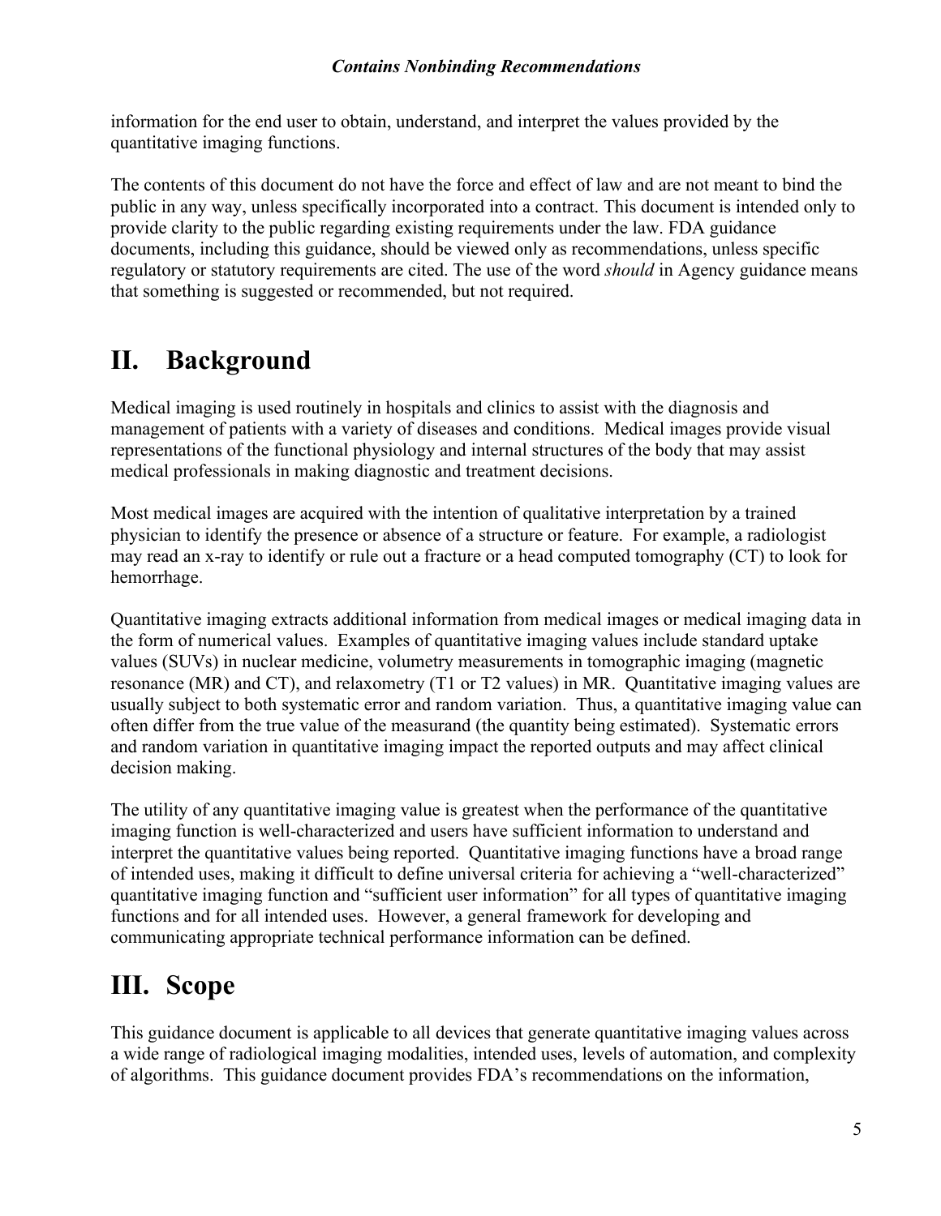information for the end user to obtain, understand, and interpret the values provided by the quantitative imaging functions.

The contents of this document do not have the force and effect of law and are not meant to bind the public in any way, unless specifically incorporated into a contract. This document is intended only to provide clarity to the public regarding existing requirements under the law. FDA guidance documents, including this guidance, should be viewed only as recommendations, unless specific regulatory or statutory requirements are cited. The use of the word *should* in Agency guidance means that something is suggested or recommended, but not required.

# II. Background

Medical imaging is used routinely in hospitals and clinics to assist with the diagnosis and management of patients with a variety of diseases and conditions. Medical images provide visual representations of the functional physiology and internal structures of the body that may assist medical professionals in making diagnostic and treatment decisions.

Most medical images are acquired with the intention of qualitative interpretation by a trained physician to identify the presence or absence of a structure or feature. For example, a radiologist may read an x-ray to identify or rule out a fracture or a head computed tomography (CT) to look for hemorrhage.

Quantitative imaging extracts additional information from medical images or medical imaging data in the form of numerical values. Examples of quantitative imaging values include standard uptake values (SUVs) in nuclear medicine, volumetry measurements in tomographic imaging (magnetic resonance (MR) and CT), and relaxometry (T1 or T2 values) in MR. Quantitative imaging values are usually subject to both systematic error and random variation. Thus, a quantitative imaging value can often differ from the true value of the measurand (the quantity being estimated). Systematic errors and random variation in quantitative imaging impact the reported outputs and may affect clinical decision making.

The utility of any quantitative imaging value is greatest when the performance of the quantitative imaging function is well-characterized and users have sufficient information to understand and interpret the quantitative values being reported. Quantitative imaging functions have a broad range of intended uses, making it difficult to define universal criteria for achieving a "well-characterized" quantitative imaging function and "sufficient user information" for all types of quantitative imaging functions and for all intended uses. However, a general framework for developing and communicating appropriate technical performance information can be defined.

# III. Scope

This guidance document is applicable to all devices that generate quantitative imaging values across a wide range of radiological imaging modalities, intended uses, levels of automation, and complexity of algorithms. This guidance document provides FDA's recommendations on the information,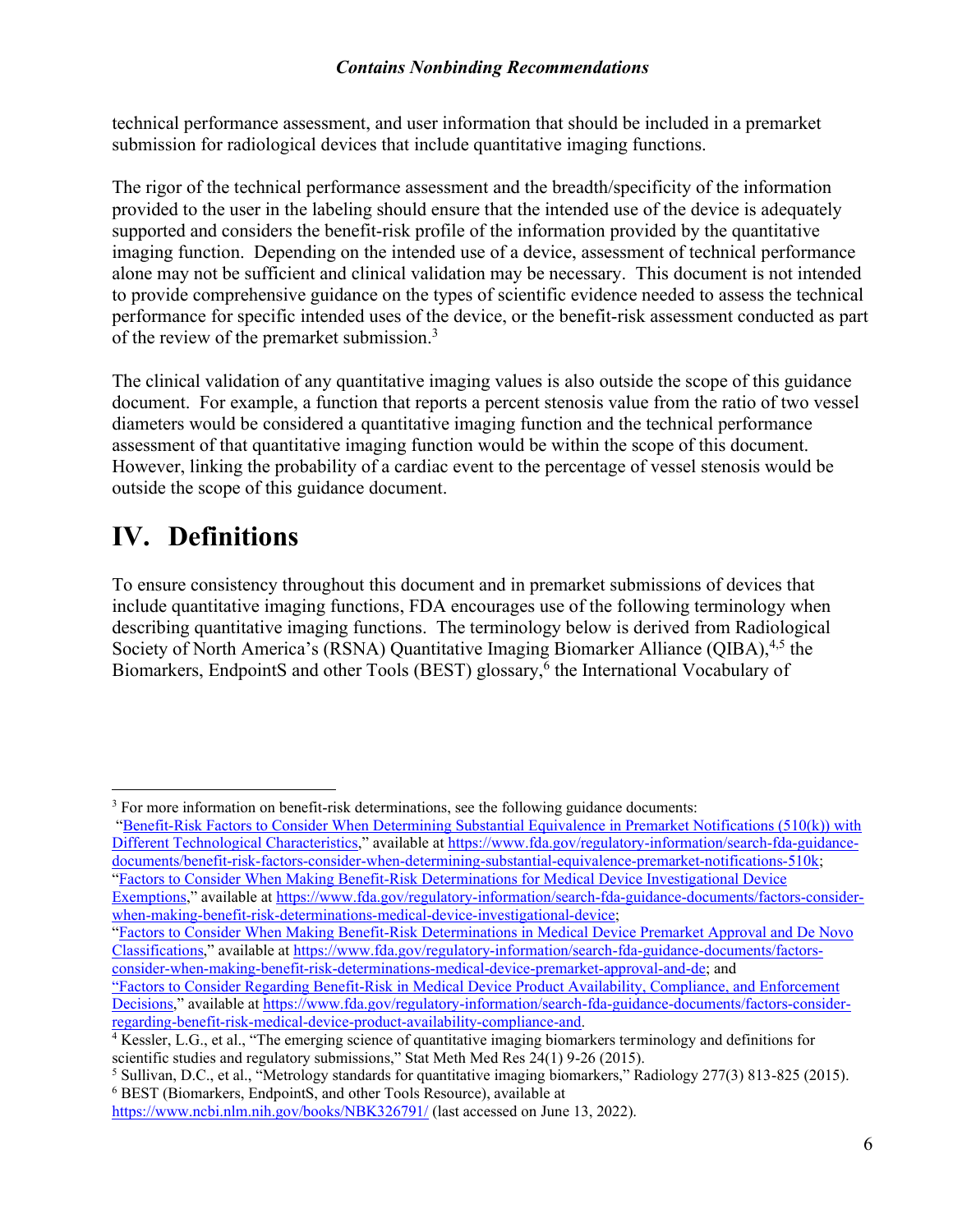technical performance assessment, and user information that should be included in a premarket submission for radiological devices that include quantitative imaging functions.

The rigor of the technical performance assessment and the breadth/specificity of the information provided to the user in the labeling should ensure that the intended use of the device is adequately supported and considers the benefit-risk profile of the information provided by the quantitative imaging function. Depending on the intended use of a device, assessment of technical performance alone may not be sufficient and clinical validation may be necessary. This document is not intended to provide comprehensive guidance on the types of scientific evidence needed to assess the technical performance for specific intended uses of the device, or the benefit-risk assessment conducted as part of the review of the premarket submission.[3]

The clinical validation of any quantitative imaging values is also outside the scope of this guidance document. For example, a function that reports a percent stenosis value from the ratio of two vessel diameters would be considered a quantitative imaging function and the technical performance assessment of that quantitative imaging function would be within the scope of this document. However, linking the probability of a cardiac event to the percentage of vessel stenosis would be outside the scope of this guidance document.

# IV. Definitions

To ensure consistency throughout this document and in premarket submissions of devices that include quantitative imaging functions, FDA encourages use of the following terminology when describing quantitative imaging functions. The terminology below is derived from Radiological Society of North America's (RSNA) Quantitative Imaging Biomarker Alliance (QIBA),[4,5] the Biomarkers, EndpointS and other Tools (BEST) glossary,[6] the International Vocabulary of

---

[3] For more information on benefit-risk determinations, see the following guidance documents: "Benefit-Risk Factors to Consider When Determining Substantial Equivalence in Premarket Notifications (510(k)) with Different Technological Characteristics," available at https://www.fda.gov/regulatory-information/search-fda-guidance-documents/benefit-risk-factors-consider-when-determining-substantial-equivalence-premarket-notifications-510k; "Factors to Consider When Making Benefit-Risk Determinations for Medical Device Investigational Device Exemptions," available at https://www.fda.gov/regulatory-information/search-fda-guidance-documents/factors-consider-when-making-benefit-risk-determinations-medical-device-investigational-device; "Factors to Consider When Making Benefit-Risk Determinations in Medical Device Premarket Approval and De Novo Classifications," available at https://www.fda.gov/regulatory-information/search-fda-guidance-documents/factors-consider-when-making-benefit-risk-determinations-medical-device-premarket-approval-and-de; and "Factors to Consider Regarding Benefit-Risk in Medical Device Product Availability, Compliance, and Enforcement Decisions," available at https://www.fda.gov/regulatory-information/search-fda-guidance-documents/factors-consider-regarding-benefit-risk-medical-device-product-availability-compliance-and.

[4] Kessler, L.G., et al., "The emerging science of quantitative imaging biomarkers terminology and definitions for scientific studies and regulatory submissions," Stat Meth Med Res 24(1) 9-26 (2015).

[5] Sullivan, D.C., et al., "Metrology standards for quantitative imaging biomarkers," Radiology 277(3) 813-825 (2015).

[6] BEST (Biomarkers, EndpointS, and other Tools Resource), available at https://www.ncbi.nlm.nih.gov/books/NBK326791/ (last accessed on June 13, 2022).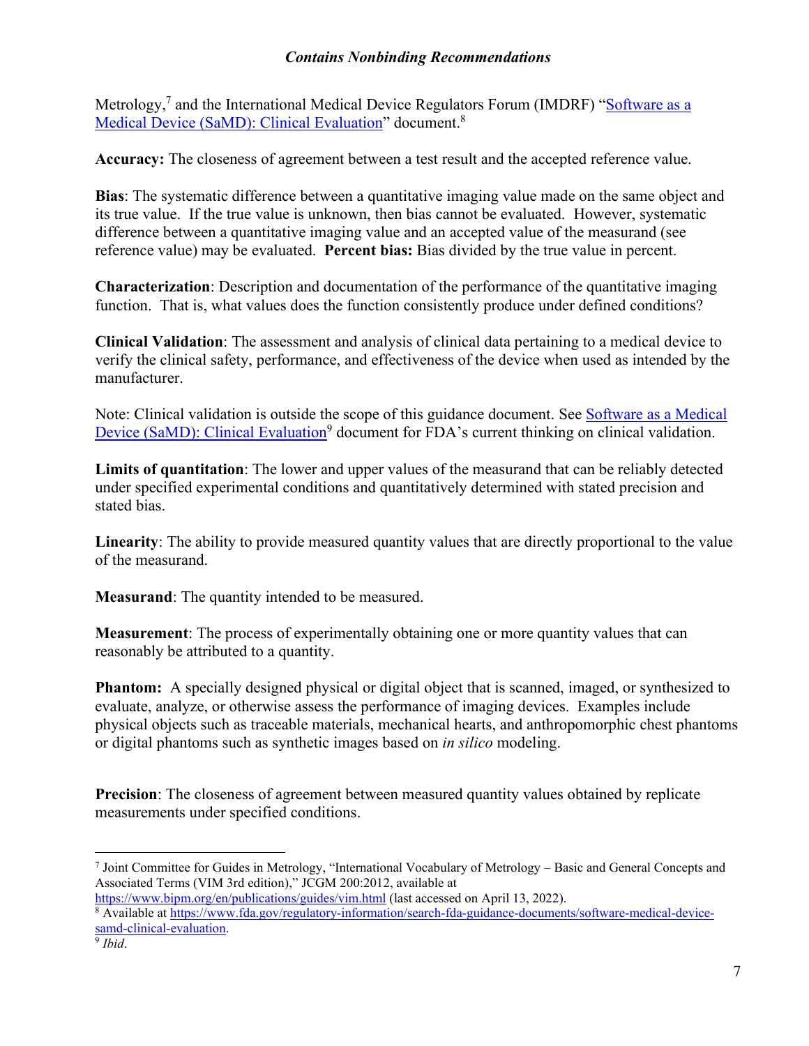Metrology,[7] and the International Medical Device Regulators Forum (IMDRF) "Software as a Medical Device (SaMD): Clinical Evaluation" document.[8]

**Accuracy:** The closeness of agreement between a test result and the accepted reference value.

**Bias**: The systematic difference between a quantitative imaging value made on the same object and its true value. If the true value is unknown, then bias cannot be evaluated. However, systematic difference between a quantitative imaging value and an accepted value of the measurand (see reference value) may be evaluated. **Percent bias:** Bias divided by the true value in percent.

**Characterization**: Description and documentation of the performance of the quantitative imaging function. That is, what values does the function consistently produce under defined conditions?

**Clinical Validation**: The assessment and analysis of clinical data pertaining to a medical device to verify the clinical safety, performance, and effectiveness of the device when used as intended by the manufacturer.

Note: Clinical validation is outside the scope of this guidance document. See Software as a Medical Device (SaMD): Clinical Evaluation[9] document for FDA's current thinking on clinical validation.

**Limits of quantitation**: The lower and upper values of the measurand that can be reliably detected under specified experimental conditions and quantitatively determined with stated precision and stated bias.

**Linearity**: The ability to provide measured quantity values that are directly proportional to the value of the measurand.

**Measurand**: The quantity intended to be measured.

**Measurement**: The process of experimentally obtaining one or more quantity values that can reasonably be attributed to a quantity.

**Phantom:** A specially designed physical or digital object that is scanned, imaged, or synthesized to evaluate, analyze, or otherwise assess the performance of imaging devices. Examples include physical objects such as traceable materials, mechanical hearts, and anthropomorphic chest phantoms or digital phantoms such as synthetic images based on *in silico* modeling.

**Precision**: The closeness of agreement between measured quantity values obtained by replicate measurements under specified conditions.

---

[7] Joint Committee for Guides in Metrology, "International Vocabulary of Metrology – Basic and General Concepts and Associated Terms (VIM 3rd edition)," JCGM 200:2012, available at https://www.bipm.org/en/publications/guides/vim.html (last accessed on April 13, 2022).

[8] Available at https://www.fda.gov/regulatory-information/search-fda-guidance-documents/software-medical-device-samd-clinical-evaluation.

[9] *Ibid*.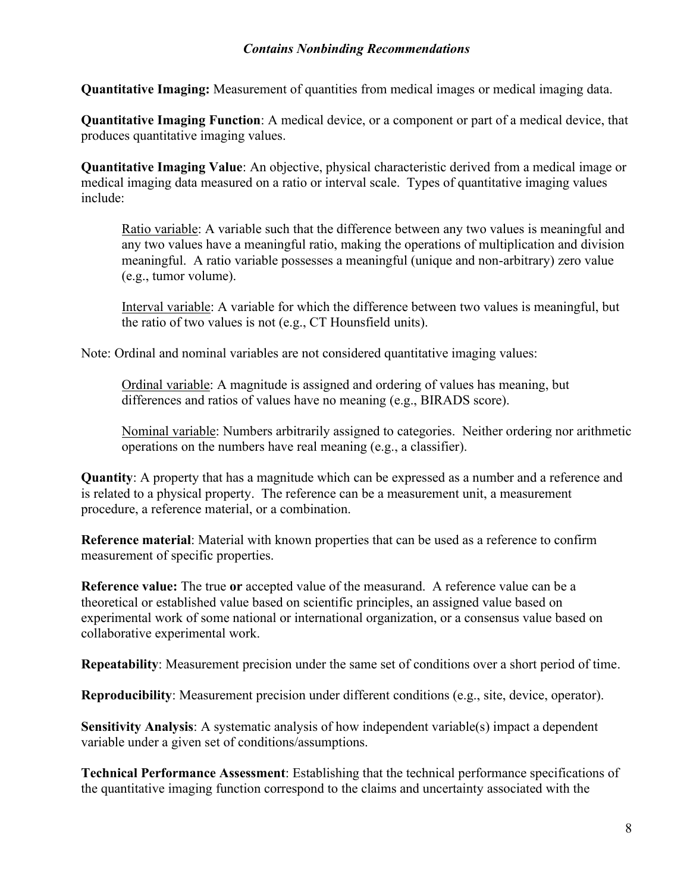**Quantitative Imaging:** Measurement of quantities from medical images or medical imaging data.

**Quantitative Imaging Function**: A medical device, or a component or part of a medical device, that produces quantitative imaging values.

**Quantitative Imaging Value**: An objective, physical characteristic derived from a medical image or medical imaging data measured on a ratio or interval scale. Types of quantitative imaging values include:

> Ratio variable: A variable such that the difference between any two values is meaningful and any two values have a meaningful ratio, making the operations of multiplication and division meaningful. A ratio variable possesses a meaningful (unique and non-arbitrary) zero value (e.g., tumor volume).
>
> Interval variable: A variable for which the difference between two values is meaningful, but the ratio of two values is not (e.g., CT Hounsfield units).

Note: Ordinal and nominal variables are not considered quantitative imaging values:

> Ordinal variable: A magnitude is assigned and ordering of values has meaning, but differences and ratios of values have no meaning (e.g., BIRADS score).
>
> Nominal variable: Numbers arbitrarily assigned to categories. Neither ordering nor arithmetic operations on the numbers have real meaning (e.g., a classifier).

**Quantity**: A property that has a magnitude which can be expressed as a number and a reference and is related to a physical property. The reference can be a measurement unit, a measurement procedure, a reference material, or a combination.

**Reference material**: Material with known properties that can be used as a reference to confirm measurement of specific properties.

**Reference value:** The true **or** accepted value of the measurand. A reference value can be a theoretical or established value based on scientific principles, an assigned value based on experimental work of some national or international organization, or a consensus value based on collaborative experimental work.

**Repeatability**: Measurement precision under the same set of conditions over a short period of time.

**Reproducibility**: Measurement precision under different conditions (e.g., site, device, operator).

**Sensitivity Analysis**: A systematic analysis of how independent variable(s) impact a dependent variable under a given set of conditions/assumptions.

**Technical Performance Assessment**: Establishing that the technical performance specifications of the quantitative imaging function correspond to the claims and uncertainty associated with the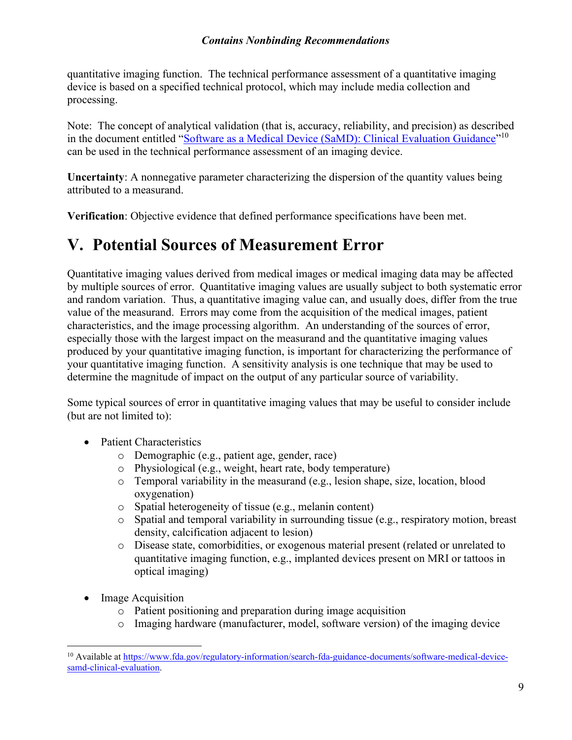quantitative imaging function. The technical performance assessment of a quantitative imaging device is based on a specified technical protocol, which may include media collection and processing.

Note: The concept of analytical validation (that is, accuracy, reliability, and precision) as described in the document entitled "[Software as a Medical Device (SaMD): Clinical Evaluation Guidance](https://www.fda.gov/regulatory-information/search-fda-guidance-documents/software-medical-device-samd-clinical-evaluation)"[10] can be used in the technical performance assessment of an imaging device.

**Uncertainty**: A nonnegative parameter characterizing the dispersion of the quantity values being attributed to a measurand.

**Verification**: Objective evidence that defined performance specifications have been met.

# V. Potential Sources of Measurement Error

Quantitative imaging values derived from medical images or medical imaging data may be affected by multiple sources of error. Quantitative imaging values are usually subject to both systematic error and random variation. Thus, a quantitative imaging value can, and usually does, differ from the true value of the measurand. Errors may come from the acquisition of the medical images, patient characteristics, and the image processing algorithm. An understanding of the sources of error, especially those with the largest impact on the measurand and the quantitative imaging values produced by your quantitative imaging function, is important for characterizing the performance of your quantitative imaging function. A sensitivity analysis is one technique that may be used to determine the magnitude of impact on the output of any particular source of variability.

Some typical sources of error in quantitative imaging values that may be useful to consider include (but are not limited to):

- Patient Characteristics
  - Demographic (e.g., patient age, gender, race)
  - Physiological (e.g., weight, heart rate, body temperature)
  - Temporal variability in the measurand (e.g., lesion shape, size, location, blood oxygenation)
  - Spatial heterogeneity of tissue (e.g., melanin content)
  - Spatial and temporal variability in surrounding tissue (e.g., respiratory motion, breast density, calcification adjacent to lesion)
  - Disease state, comorbidities, or exogenous material present (related or unrelated to quantitative imaging function, e.g., implanted devices present on MRI or tattoos in optical imaging)

- Image Acquisition
  - Patient positioning and preparation during image acquisition
  - Imaging hardware (manufacturer, model, software version) of the imaging device

[10] Available at [https://www.fda.gov/regulatory-information/search-fda-guidance-documents/software-medical-device-samd-clinical-evaluation](https://www.fda.gov/regulatory-information/search-fda-guidance-documents/software-medical-device-samd-clinical-evaluation).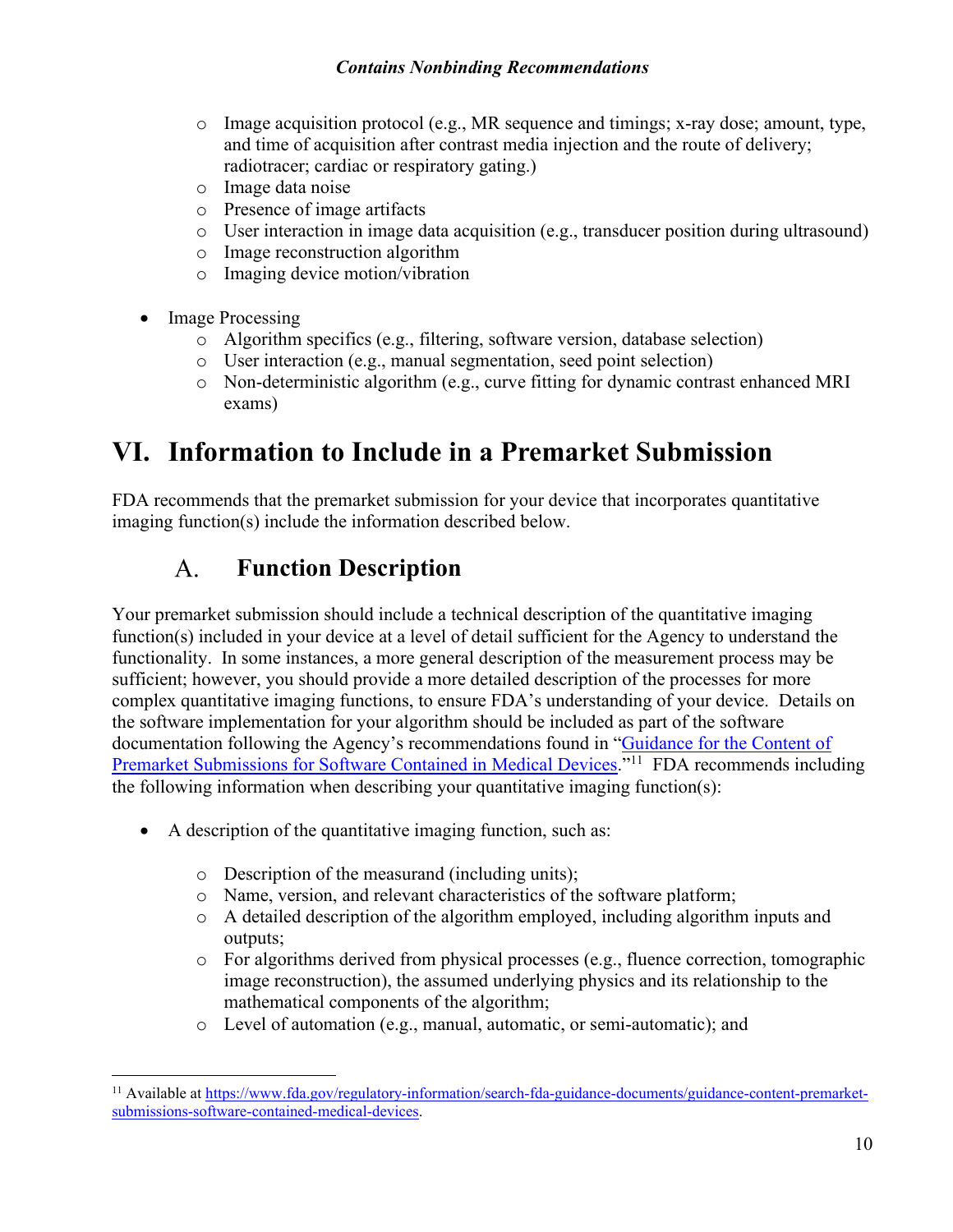- Image acquisition protocol (e.g., MR sequence and timings; x-ray dose; amount, type, and time of acquisition after contrast media injection and the route of delivery; radiotracer; cardiac or respiratory gating.)
    - Image data noise
    - Presence of image artifacts
    - User interaction in image data acquisition (e.g., transducer position during ultrasound)
    - Image reconstruction algorithm
    - Imaging device motion/vibration

- Image Processing
    - Algorithm specifics (e.g., filtering, software version, database selection)
    - User interaction (e.g., manual segmentation, seed point selection)
    - Non-deterministic algorithm (e.g., curve fitting for dynamic contrast enhanced MRI exams)

# VI. Information to Include in a Premarket Submission

FDA recommends that the premarket submission for your device that incorporates quantitative imaging function(s) include the information described below.

## A. Function Description

Your premarket submission should include a technical description of the quantitative imaging function(s) included in your device at a level of detail sufficient for the Agency to understand the functionality. In some instances, a more general description of the measurement process may be sufficient; however, you should provide a more detailed description of the processes for more complex quantitative imaging functions, to ensure FDA's understanding of your device. Details on the software implementation for your algorithm should be included as part of the software documentation following the Agency's recommendations found in "Guidance for the Content of Premarket Submissions for Software Contained in Medical Devices."[11] FDA recommends including the following information when describing your quantitative imaging function(s):

- A description of the quantitative imaging function, such as:
    - Description of the measurand (including units);
    - Name, version, and relevant characteristics of the software platform;
    - A detailed description of the algorithm employed, including algorithm inputs and outputs;
    - For algorithms derived from physical processes (e.g., fluence correction, tomographic image reconstruction), the assumed underlying physics and its relationship to the mathematical components of the algorithm;
    - Level of automation (e.g., manual, automatic, or semi-automatic); and

[11] Available at https://www.fda.gov/regulatory-information/search-fda-guidance-documents/guidance-content-premarket-submissions-software-contained-medical-devices.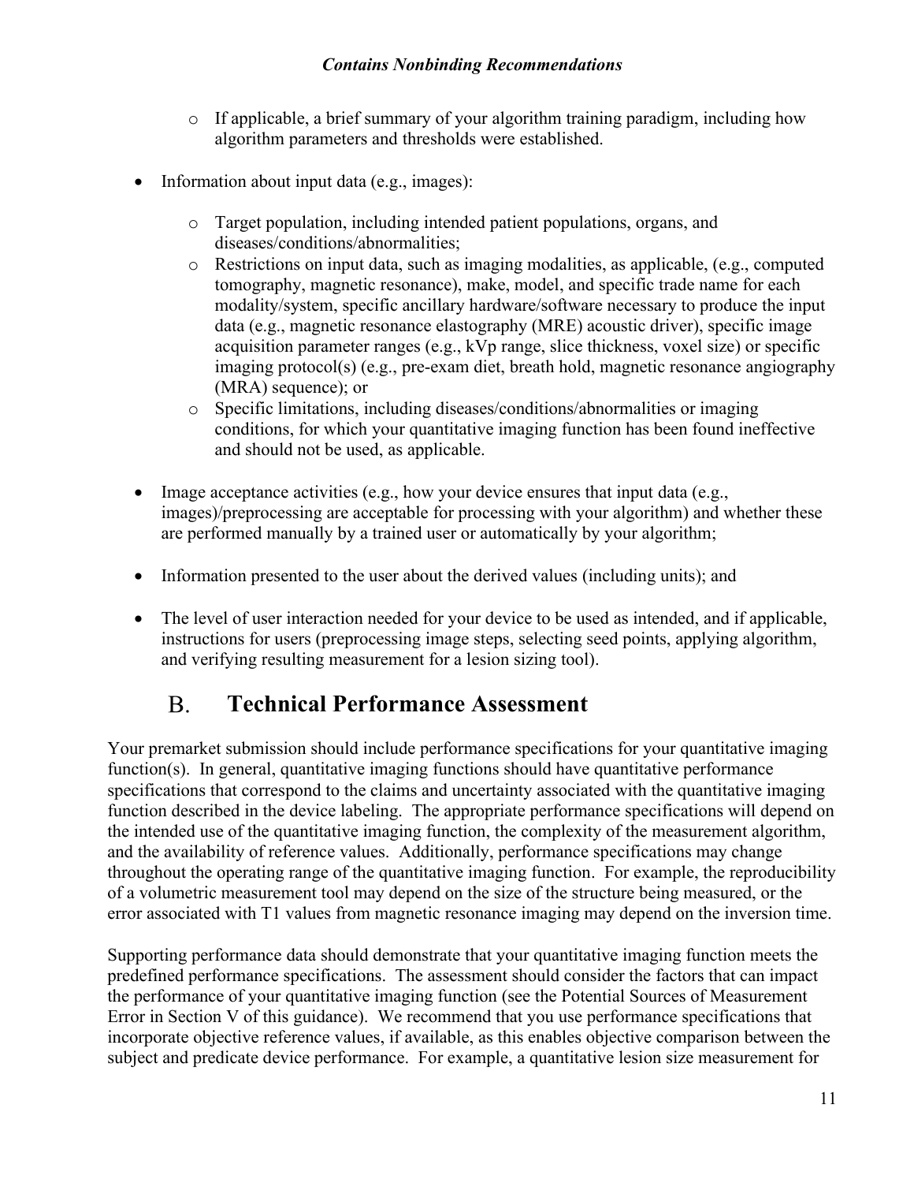- If applicable, a brief summary of your algorithm training paradigm, including how algorithm parameters and thresholds were established.

- Information about input data (e.g., images):

  - Target population, including intended patient populations, organs, and diseases/conditions/abnormalities;
  - Restrictions on input data, such as imaging modalities, as applicable, (e.g., computed tomography, magnetic resonance), make, model, and specific trade name for each modality/system, specific ancillary hardware/software necessary to produce the input data (e.g., magnetic resonance elastography (MRE) acoustic driver), specific image acquisition parameter ranges (e.g., kVp range, slice thickness, voxel size) or specific imaging protocol(s) (e.g., pre-exam diet, breath hold, magnetic resonance angiography (MRA) sequence); or
  - Specific limitations, including diseases/conditions/abnormalities or imaging conditions, for which your quantitative imaging function has been found ineffective and should not be used, as applicable.

- Image acceptance activities (e.g., how your device ensures that input data (e.g., images)/preprocessing are acceptable for processing with your algorithm) and whether these are performed manually by a trained user or automatically by your algorithm;

- Information presented to the user about the derived values (including units); and

- The level of user interaction needed for your device to be used as intended, and if applicable, instructions for users (preprocessing image steps, selecting seed points, applying algorithm, and verifying resulting measurement for a lesion sizing tool).

## B. Technical Performance Assessment

Your premarket submission should include performance specifications for your quantitative imaging function(s). In general, quantitative imaging functions should have quantitative performance specifications that correspond to the claims and uncertainty associated with the quantitative imaging function described in the device labeling. The appropriate performance specifications will depend on the intended use of the quantitative imaging function, the complexity of the measurement algorithm, and the availability of reference values. Additionally, performance specifications may change throughout the operating range of the quantitative imaging function. For example, the reproducibility of a volumetric measurement tool may depend on the size of the structure being measured, or the error associated with T1 values from magnetic resonance imaging may depend on the inversion time.

Supporting performance data should demonstrate that your quantitative imaging function meets the predefined performance specifications. The assessment should consider the factors that can impact the performance of your quantitative imaging function (see the Potential Sources of Measurement Error in Section V of this guidance). We recommend that you use performance specifications that incorporate objective reference values, if available, as this enables objective comparison between the subject and predicate device performance. For example, a quantitative lesion size measurement for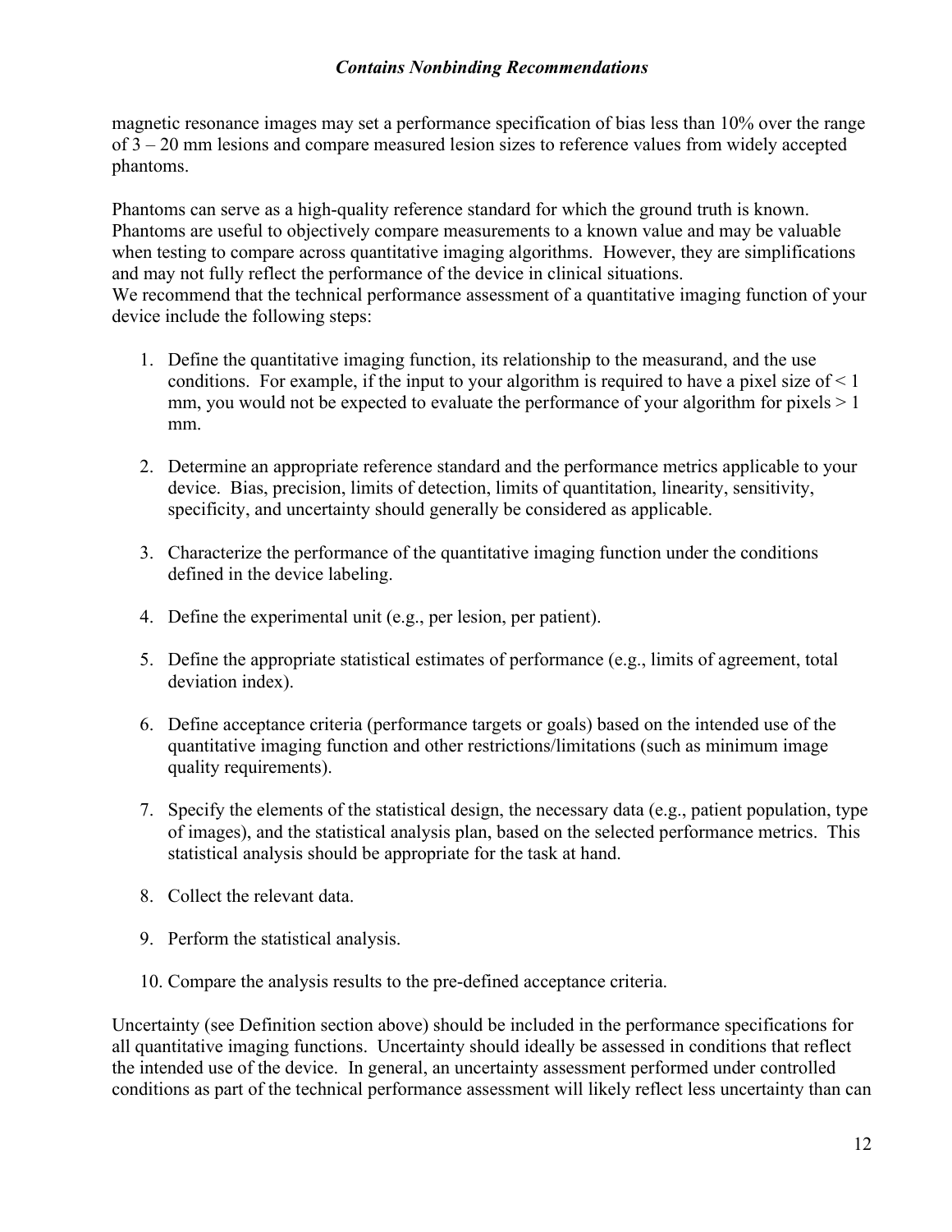magnetic resonance images may set a performance specification of bias less than 10% over the range of 3 – 20 mm lesions and compare measured lesion sizes to reference values from widely accepted phantoms.

Phantoms can serve as a high-quality reference standard for which the ground truth is known. Phantoms are useful to objectively compare measurements to a known value and may be valuable when testing to compare across quantitative imaging algorithms. However, they are simplifications and may not fully reflect the performance of the device in clinical situations.
We recommend that the technical performance assessment of a quantitative imaging function of your device include the following steps:

1. Define the quantitative imaging function, its relationship to the measurand, and the use conditions. For example, if the input to your algorithm is required to have a pixel size of < 1 mm, you would not be expected to evaluate the performance of your algorithm for pixels > 1 mm.

2. Determine an appropriate reference standard and the performance metrics applicable to your device. Bias, precision, limits of detection, limits of quantitation, linearity, sensitivity, specificity, and uncertainty should generally be considered as applicable.

3. Characterize the performance of the quantitative imaging function under the conditions defined in the device labeling.

4. Define the experimental unit (e.g., per lesion, per patient).

5. Define the appropriate statistical estimates of performance (e.g., limits of agreement, total deviation index).

6. Define acceptance criteria (performance targets or goals) based on the intended use of the quantitative imaging function and other restrictions/limitations (such as minimum image quality requirements).

7. Specify the elements of the statistical design, the necessary data (e.g., patient population, type of images), and the statistical analysis plan, based on the selected performance metrics. This statistical analysis should be appropriate for the task at hand.

8. Collect the relevant data.

9. Perform the statistical analysis.

10. Compare the analysis results to the pre-defined acceptance criteria.

Uncertainty (see Definition section above) should be included in the performance specifications for all quantitative imaging functions. Uncertainty should ideally be assessed in conditions that reflect the intended use of the device. In general, an uncertainty assessment performed under controlled conditions as part of the technical performance assessment will likely reflect less uncertainty than can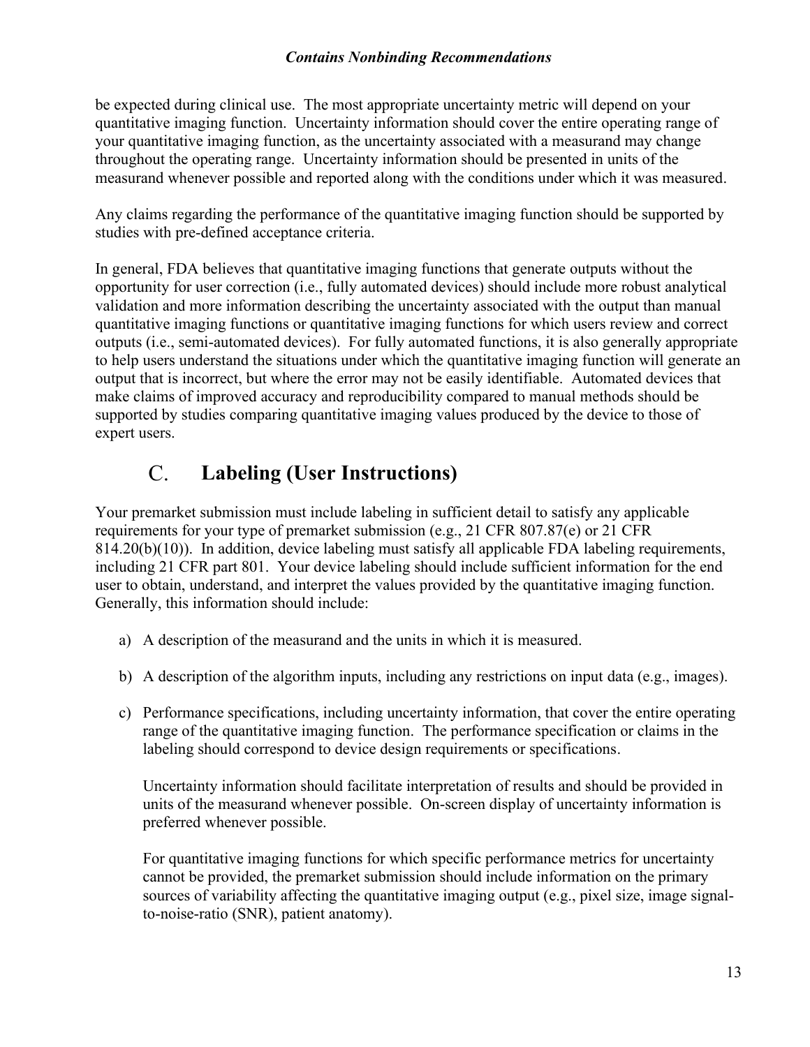be expected during clinical use. The most appropriate uncertainty metric will depend on your quantitative imaging function. Uncertainty information should cover the entire operating range of your quantitative imaging function, as the uncertainty associated with a measurand may change throughout the operating range. Uncertainty information should be presented in units of the measurand whenever possible and reported along with the conditions under which it was measured.

Any claims regarding the performance of the quantitative imaging function should be supported by studies with pre-defined acceptance criteria.

In general, FDA believes that quantitative imaging functions that generate outputs without the opportunity for user correction (i.e., fully automated devices) should include more robust analytical validation and more information describing the uncertainty associated with the output than manual quantitative imaging functions or quantitative imaging functions for which users review and correct outputs (i.e., semi-automated devices). For fully automated functions, it is also generally appropriate to help users understand the situations under which the quantitative imaging function will generate an output that is incorrect, but where the error may not be easily identifiable. Automated devices that make claims of improved accuracy and reproducibility compared to manual methods should be supported by studies comparing quantitative imaging values produced by the device to those of expert users.

## C. Labeling (User Instructions)

Your premarket submission must include labeling in sufficient detail to satisfy any applicable requirements for your type of premarket submission (e.g., 21 CFR 807.87(e) or 21 CFR 814.20(b)(10)). In addition, device labeling must satisfy all applicable FDA labeling requirements, including 21 CFR part 801. Your device labeling should include sufficient information for the end user to obtain, understand, and interpret the values provided by the quantitative imaging function. Generally, this information should include:

a) A description of the measurand and the units in which it is measured.

b) A description of the algorithm inputs, including any restrictions on input data (e.g., images).

c) Performance specifications, including uncertainty information, that cover the entire operating range of the quantitative imaging function. The performance specification or claims in the labeling should correspond to device design requirements or specifications.

   Uncertainty information should facilitate interpretation of results and should be provided in units of the measurand whenever possible. On-screen display of uncertainty information is preferred whenever possible.

   For quantitative imaging functions for which specific performance metrics for uncertainty cannot be provided, the premarket submission should include information on the primary sources of variability affecting the quantitative imaging output (e.g., pixel size, image signal-to-noise-ratio (SNR), patient anatomy).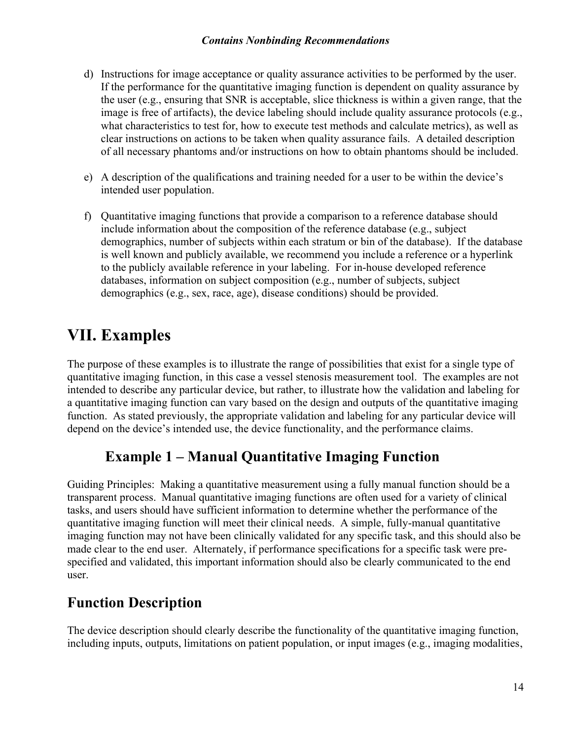d) Instructions for image acceptance or quality assurance activities to be performed by the user. If the performance for the quantitative imaging function is dependent on quality assurance by the user (e.g., ensuring that SNR is acceptable, slice thickness is within a given range, that the image is free of artifacts), the device labeling should include quality assurance protocols (e.g., what characteristics to test for, how to execute test methods and calculate metrics), as well as clear instructions on actions to be taken when quality assurance fails. A detailed description of all necessary phantoms and/or instructions on how to obtain phantoms should be included.

e) A description of the qualifications and training needed for a user to be within the device's intended user population.

f) Quantitative imaging functions that provide a comparison to a reference database should include information about the composition of the reference database (e.g., subject demographics, number of subjects within each stratum or bin of the database). If the database is well known and publicly available, we recommend you include a reference or a hyperlink to the publicly available reference in your labeling. For in-house developed reference databases, information on subject composition (e.g., number of subjects, subject demographics (e.g., sex, race, age), disease conditions) should be provided.

# VII. Examples

The purpose of these examples is to illustrate the range of possibilities that exist for a single type of quantitative imaging function, in this case a vessel stenosis measurement tool. The examples are not intended to describe any particular device, but rather, to illustrate how the validation and labeling for a quantitative imaging function can vary based on the design and outputs of the quantitative imaging function. As stated previously, the appropriate validation and labeling for any particular device will depend on the device's intended use, the device functionality, and the performance claims.

## Example 1 – Manual Quantitative Imaging Function

Guiding Principles: Making a quantitative measurement using a fully manual function should be a transparent process. Manual quantitative imaging functions are often used for a variety of clinical tasks, and users should have sufficient information to determine whether the performance of the quantitative imaging function will meet their clinical needs. A simple, fully-manual quantitative imaging function may not have been clinically validated for any specific task, and this should also be made clear to the end user. Alternately, if performance specifications for a specific task were pre-specified and validated, this important information should also be clearly communicated to the end user.

## Function Description

The device description should clearly describe the functionality of the quantitative imaging function, including inputs, outputs, limitations on patient population, or input images (e.g., imaging modalities,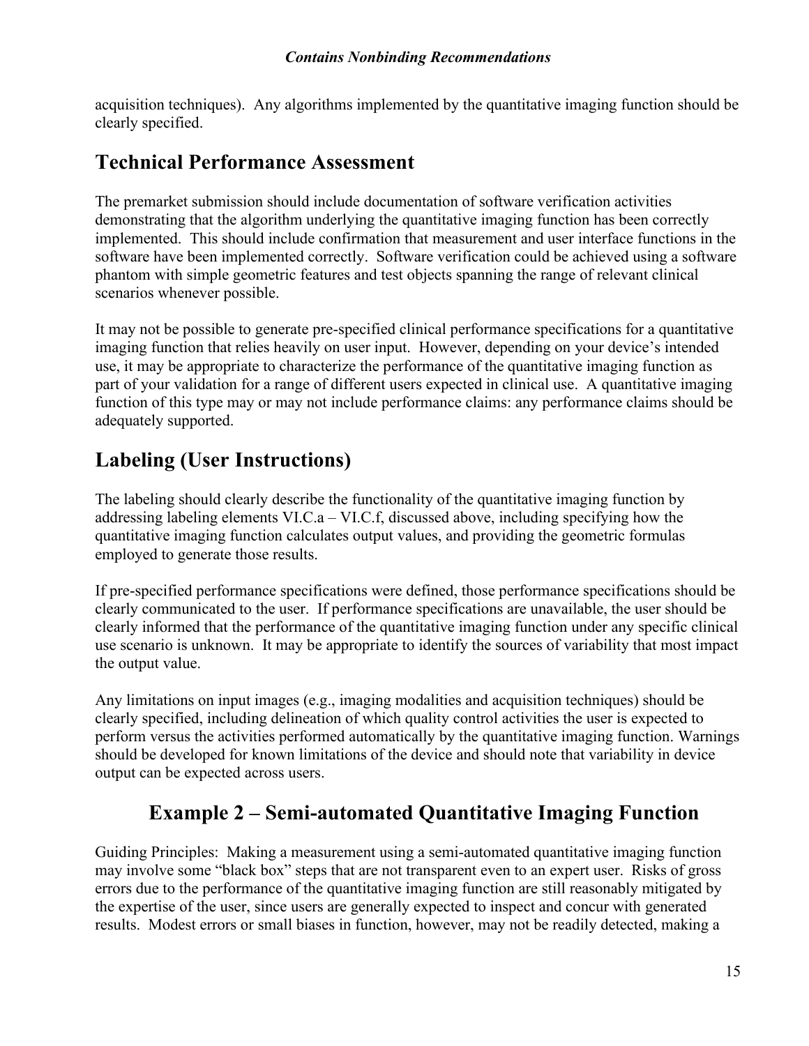acquisition techniques). Any algorithms implemented by the quantitative imaging function should be clearly specified.

## Technical Performance Assessment

The premarket submission should include documentation of software verification activities demonstrating that the algorithm underlying the quantitative imaging function has been correctly implemented. This should include confirmation that measurement and user interface functions in the software have been implemented correctly. Software verification could be achieved using a software phantom with simple geometric features and test objects spanning the range of relevant clinical scenarios whenever possible.

It may not be possible to generate pre-specified clinical performance specifications for a quantitative imaging function that relies heavily on user input. However, depending on your device's intended use, it may be appropriate to characterize the performance of the quantitative imaging function as part of your validation for a range of different users expected in clinical use. A quantitative imaging function of this type may or may not include performance claims: any performance claims should be adequately supported.

## Labeling (User Instructions)

The labeling should clearly describe the functionality of the quantitative imaging function by addressing labeling elements VI.C.a – VI.C.f, discussed above, including specifying how the quantitative imaging function calculates output values, and providing the geometric formulas employed to generate those results.

If pre-specified performance specifications were defined, those performance specifications should be clearly communicated to the user. If performance specifications are unavailable, the user should be clearly informed that the performance of the quantitative imaging function under any specific clinical use scenario is unknown. It may be appropriate to identify the sources of variability that most impact the output value.

Any limitations on input images (e.g., imaging modalities and acquisition techniques) should be clearly specified, including delineation of which quality control activities the user is expected to perform versus the activities performed automatically by the quantitative imaging function. Warnings should be developed for known limitations of the device and should note that variability in device output can be expected across users.

# Example 2 – Semi-automated Quantitative Imaging Function

Guiding Principles: Making a measurement using a semi-automated quantitative imaging function may involve some "black box" steps that are not transparent even to an expert user. Risks of gross errors due to the performance of the quantitative imaging function are still reasonably mitigated by the expertise of the user, since users are generally expected to inspect and concur with generated results. Modest errors or small biases in function, however, may not be readily detected, making a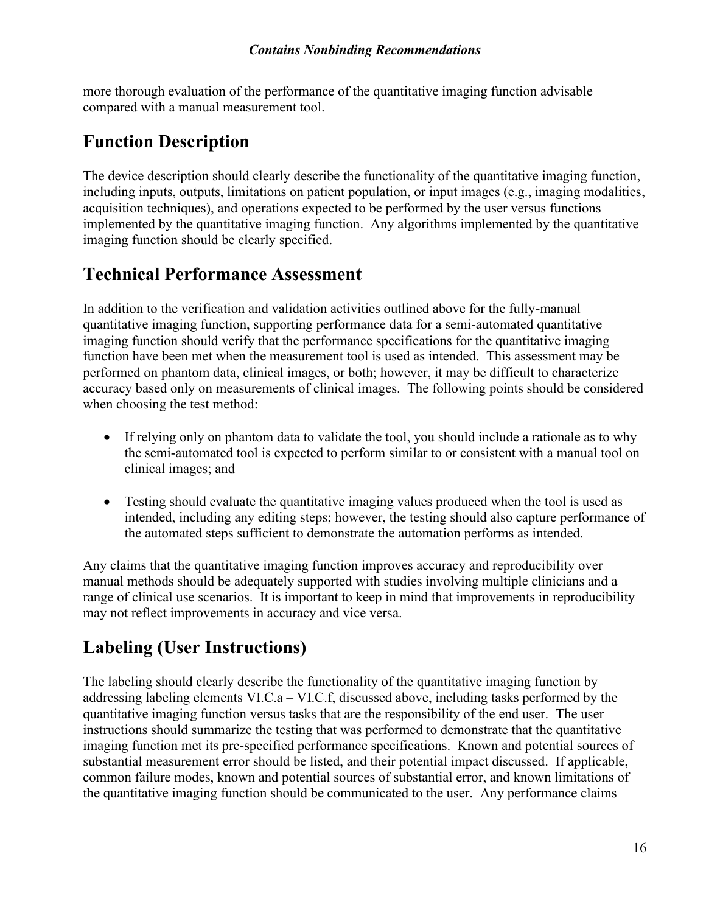more thorough evaluation of the performance of the quantitative imaging function advisable compared with a manual measurement tool.

## Function Description

The device description should clearly describe the functionality of the quantitative imaging function, including inputs, outputs, limitations on patient population, or input images (e.g., imaging modalities, acquisition techniques), and operations expected to be performed by the user versus functions implemented by the quantitative imaging function. Any algorithms implemented by the quantitative imaging function should be clearly specified.

## Technical Performance Assessment

In addition to the verification and validation activities outlined above for the fully-manual quantitative imaging function, supporting performance data for a semi-automated quantitative imaging function should verify that the performance specifications for the quantitative imaging function have been met when the measurement tool is used as intended. This assessment may be performed on phantom data, clinical images, or both; however, it may be difficult to characterize accuracy based only on measurements of clinical images. The following points should be considered when choosing the test method:

- If relying only on phantom data to validate the tool, you should include a rationale as to why the semi-automated tool is expected to perform similar to or consistent with a manual tool on clinical images; and

- Testing should evaluate the quantitative imaging values produced when the tool is used as intended, including any editing steps; however, the testing should also capture performance of the automated steps sufficient to demonstrate the automation performs as intended.

Any claims that the quantitative imaging function improves accuracy and reproducibility over manual methods should be adequately supported with studies involving multiple clinicians and a range of clinical use scenarios. It is important to keep in mind that improvements in reproducibility may not reflect improvements in accuracy and vice versa.

## Labeling (User Instructions)

The labeling should clearly describe the functionality of the quantitative imaging function by addressing labeling elements VI.C.a – VI.C.f, discussed above, including tasks performed by the quantitative imaging function versus tasks that are the responsibility of the end user. The user instructions should summarize the testing that was performed to demonstrate that the quantitative imaging function met its pre-specified performance specifications. Known and potential sources of substantial measurement error should be listed, and their potential impact discussed. If applicable, common failure modes, known and potential sources of substantial error, and known limitations of the quantitative imaging function should be communicated to the user. Any performance claims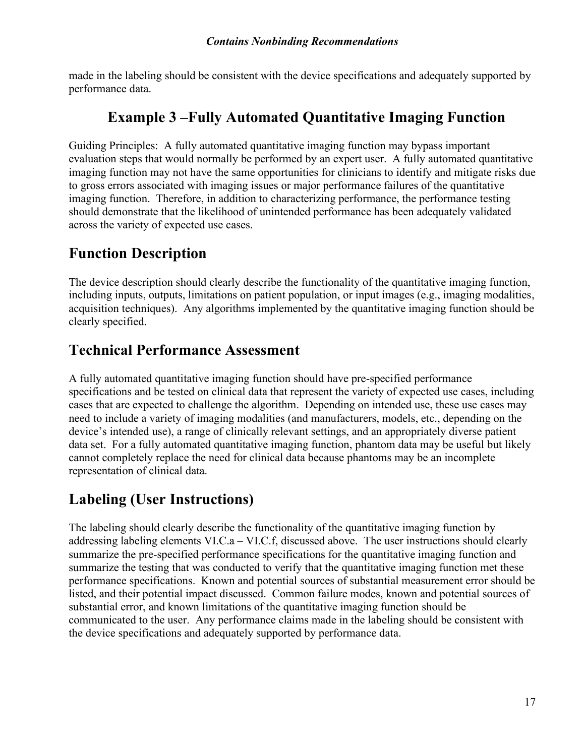made in the labeling should be consistent with the device specifications and adequately supported by performance data.

# Example 3 –Fully Automated Quantitative Imaging Function

Guiding Principles: A fully automated quantitative imaging function may bypass important evaluation steps that would normally be performed by an expert user. A fully automated quantitative imaging function may not have the same opportunities for clinicians to identify and mitigate risks due to gross errors associated with imaging issues or major performance failures of the quantitative imaging function. Therefore, in addition to characterizing performance, the performance testing should demonstrate that the likelihood of unintended performance has been adequately validated across the variety of expected use cases.

## Function Description

The device description should clearly describe the functionality of the quantitative imaging function, including inputs, outputs, limitations on patient population, or input images (e.g., imaging modalities, acquisition techniques). Any algorithms implemented by the quantitative imaging function should be clearly specified.

## Technical Performance Assessment

A fully automated quantitative imaging function should have pre-specified performance specifications and be tested on clinical data that represent the variety of expected use cases, including cases that are expected to challenge the algorithm. Depending on intended use, these use cases may need to include a variety of imaging modalities (and manufacturers, models, etc., depending on the device's intended use), a range of clinically relevant settings, and an appropriately diverse patient data set. For a fully automated quantitative imaging function, phantom data may be useful but likely cannot completely replace the need for clinical data because phantoms may be an incomplete representation of clinical data.

## Labeling (User Instructions)

The labeling should clearly describe the functionality of the quantitative imaging function by addressing labeling elements VI.C.a – VI.C.f, discussed above. The user instructions should clearly summarize the pre-specified performance specifications for the quantitative imaging function and summarize the testing that was conducted to verify that the quantitative imaging function met these performance specifications. Known and potential sources of substantial measurement error should be listed, and their potential impact discussed. Common failure modes, known and potential sources of substantial error, and known limitations of the quantitative imaging function should be communicated to the user. Any performance claims made in the labeling should be consistent with the device specifications and adequately supported by performance data.